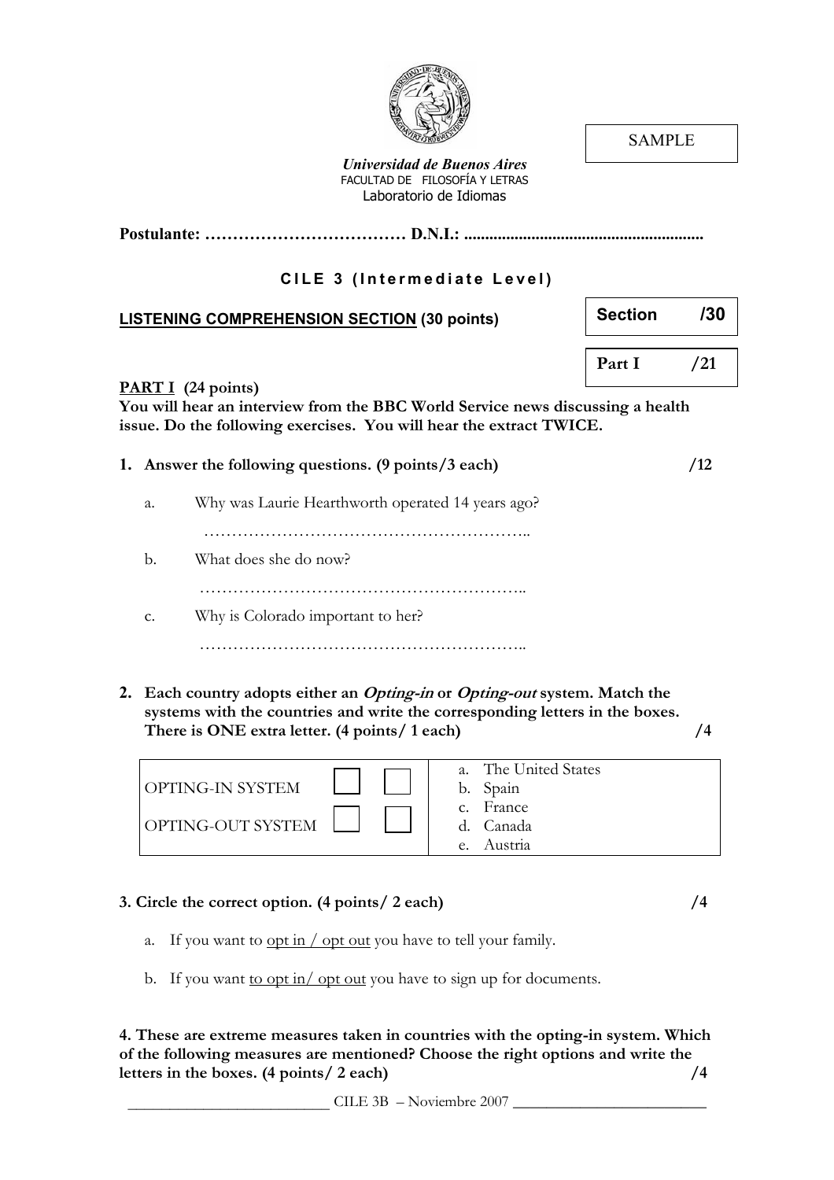SAMPLE

***Universidad de Buenos Aires***
FACULTAD DE FILOSOFÍA Y LETRAS
Laboratorio de Idiomas

**Postulante: ……………………………… D.N.I.: .........................................................**

## CILE 3 (Intermediate Level)

**LISTENING COMPREHENSION SECTION (30 points)**

| **Section** | **/30** |
|---|---|
| **Part I** | **/21** |

**PART I (24 points)**

**You will hear an interview from the BBC World Service news discussing a health issue. Do the following exercises. You will hear the extract TWICE.**

**1. Answer the following questions. (9 points/3 each)** **/12**

a. Why was Laurie Hearthworth operated 14 years ago?

……………………………………………………..

b. What does she do now?

……………………………………………………..

c. Why is Colorado important to her?

……………………………………………………..

**2. Each country adopts either an *Opting-in* or *Opting-out* system. Match the systems with the countries and write the corresponding letters in the boxes. There is ONE extra letter. (4 points/ 1 each)** **/4**

| | | | |
|---|---|---|---|
| OPTING-IN SYSTEM | ☐ | ☐ | a. The United States<br>b. Spain<br>c. France<br>d. Canada<br>e. Austria |
| OPTING-OUT SYSTEM | ☐ | ☐ | |

**3. Circle the correct option. (4 points/ 2 each)** **/4**

a. If you want to opt in / opt out you have to tell your family.

b. If you want to opt in/ opt out you have to sign up for documents.

**4. These are extreme measures taken in countries with the opting-in system. Which of the following measures are mentioned? Choose the right options and write the letters in the boxes. (4 points/ 2 each)** **/4**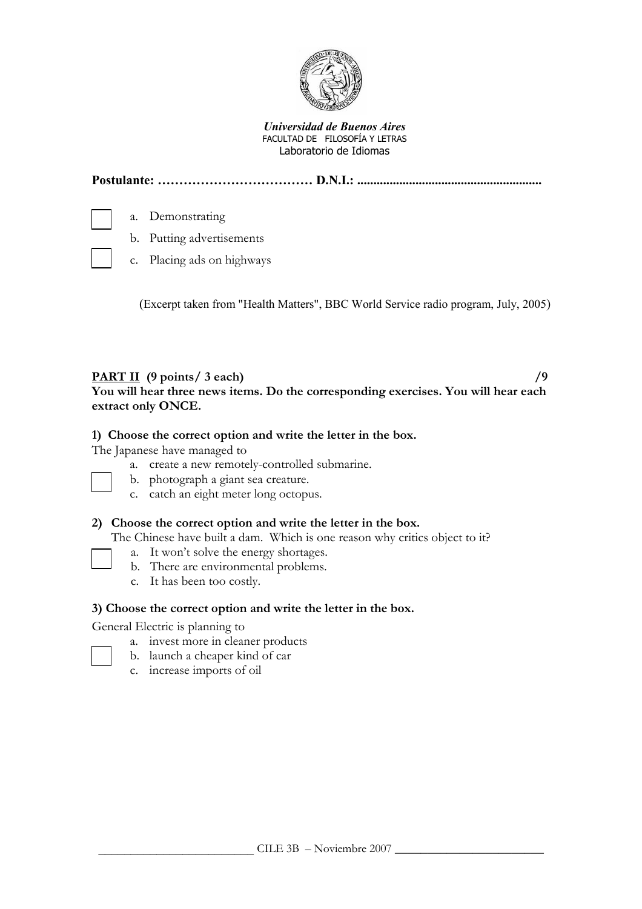*Universidad de Buenos Aires*
FACULTAD DE FILOSOFÍA Y LETRAS
Laboratorio de Idiomas

**Postulante: ……………………………… D.N.I.: ........................................................**

a. Demonstrating
b. Putting advertisements
c. Placing ads on highways

(Excerpt taken from "Health Matters", BBC World Service radio program, July, 2005)

**PART II (9 points/ 3 each)** **/9**

**You will hear three news items. Do the corresponding exercises. You will hear each extract only ONCE.**

**1) Choose the correct option and write the letter in the box.**

The Japanese have managed to

a. create a new remotely-controlled submarine.
b. photograph a giant sea creature.
c. catch an eight meter long octopus.

**2) Choose the correct option and write the letter in the box.**

The Chinese have built a dam. Which is one reason why critics object to it?

a. It won't solve the energy shortages.
b. There are environmental problems.
c. It has been too costly.

**3) Choose the correct option and write the letter in the box.**

General Electric is planning to

a. invest more in cleaner products
b. launch a cheaper kind of car
c. increase imports of oil